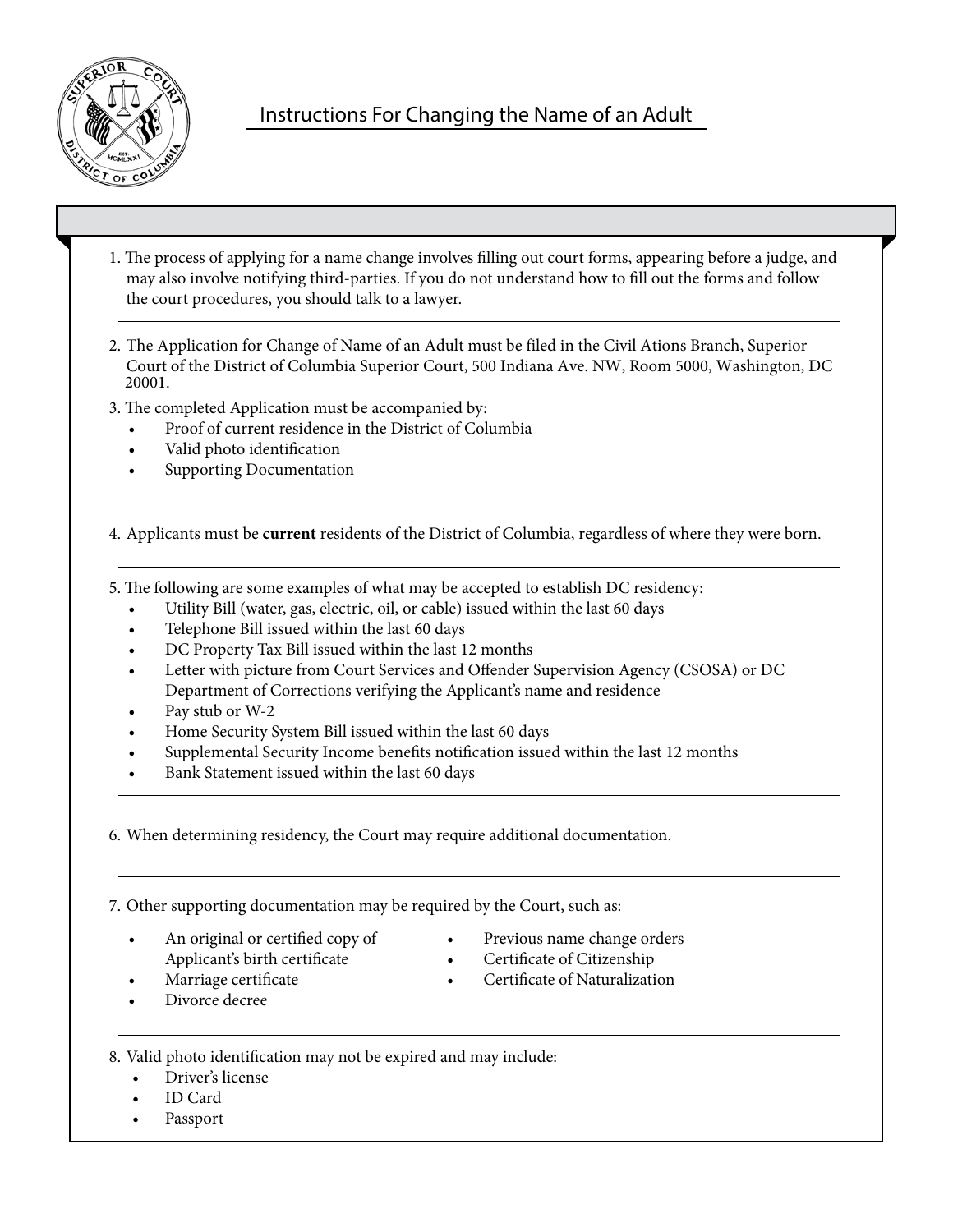# Instructions For Changing the Name of an Adult

1. The process of applying for a name change involves filling out court forms, appearing before a judge, and may also involve notifying third-parties. If you do not understand how to fill out the forms and follow the court procedures, you should talk to a lawyer.

2. The Application for Change of Name of an Adult must be filed in the Civil Ations Branch, Superior Court of the District of Columbia Superior Court, 500 Indiana Ave. NW, Room 5000, Washington, DC 20001.

3. The completed Application must be accompanied by:
   - Proof of current residence in the District of Columbia
   - Valid photo identification
   - Supporting Documentation

4. Applicants must be **current** residents of the District of Columbia, regardless of where they were born.

5. The following are some examples of what may be accepted to establish DC residency:
   - Utility Bill (water, gas, electric, oil, or cable) issued within the last 60 days
   - Telephone Bill issued within the last 60 days
   - DC Property Tax Bill issued within the last 12 months
   - Letter with picture from Court Services and Offender Supervision Agency (CSOSA) or DC Department of Corrections verifying the Applicant's name and residence
   - Pay stub or W-2
   - Home Security System Bill issued within the last 60 days
   - Supplemental Security Income benefits notification issued within the last 12 months
   - Bank Statement issued within the last 60 days

6. When determining residency, the Court may require additional documentation.

7. Other supporting documentation may be required by the Court, such as:
   - An original or certified copy of Applicant's birth certificate
   - Marriage certificate
   - Divorce decree
   - Previous name change orders
   - Certificate of Citizenship
   - Certificate of Naturalization

8. Valid photo identification may not be expired and may include:
   - Driver's license
   - ID Card
   - Passport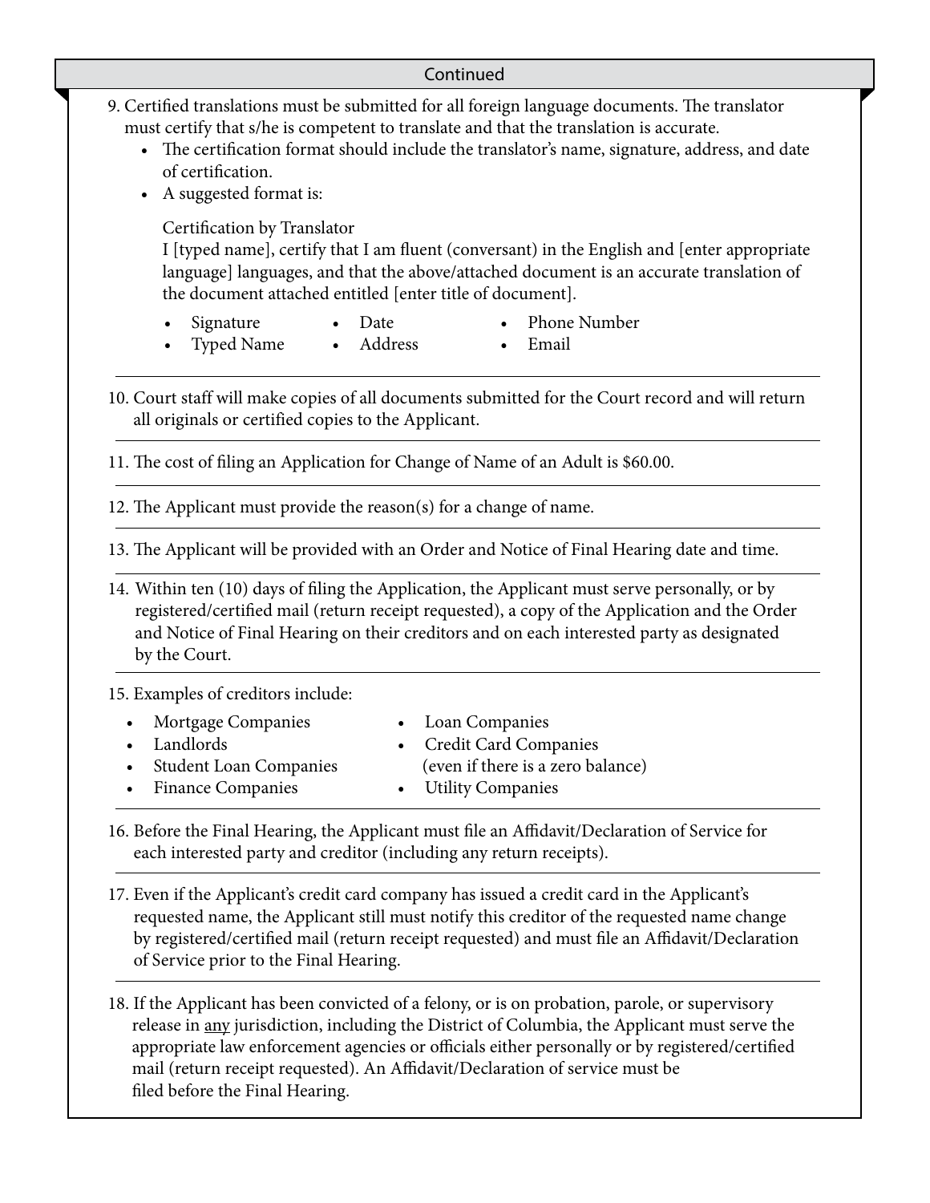Continued

9. Certified translations must be submitted for all foreign language documents. The translator must certify that s/he is competent to translate and that the translation is accurate.
   - The certification format should include the translator's name, signature, address, and date of certification.
   - A suggested format is:

     Certification by Translator
     I [typed name], certify that I am fluent (conversant) in the English and [enter appropriate language] languages, and that the above/attached document is an accurate translation of the document attached entitled [enter title of document].

     - Signature
     - Typed Name
     - Date
     - Address
     - Phone Number
     - Email

10. Court staff will make copies of all documents submitted for the Court record and will return all originals or certified copies to the Applicant.

11. The cost of filing an Application for Change of Name of an Adult is $60.00.

12. The Applicant must provide the reason(s) for a change of name.

13. The Applicant will be provided with an Order and Notice of Final Hearing date and time.

14. Within ten (10) days of filing the Application, the Applicant must serve personally, or by registered/certified mail (return receipt requested), a copy of the Application and the Order and Notice of Final Hearing on their creditors and on each interested party as designated by the Court.

15. Examples of creditors include:
    - Mortgage Companies
    - Landlords
    - Student Loan Companies
    - Finance Companies
    - Loan Companies
    - Credit Card Companies (even if there is a zero balance)
    - Utility Companies

16. Before the Final Hearing, the Applicant must file an Affidavit/Declaration of Service for each interested party and creditor (including any return receipts).

17. Even if the Applicant's credit card company has issued a credit card in the Applicant's requested name, the Applicant still must notify this creditor of the requested name change by registered/certified mail (return receipt requested) and must file an Affidavit/Declaration of Service prior to the Final Hearing.

18. If the Applicant has been convicted of a felony, or is on probation, parole, or supervisory release in <u>any</u> jurisdiction, including the District of Columbia, the Applicant must serve the appropriate law enforcement agencies or officials either personally or by registered/certified mail (return receipt requested). An Affidavit/Declaration of service must be filed before the Final Hearing.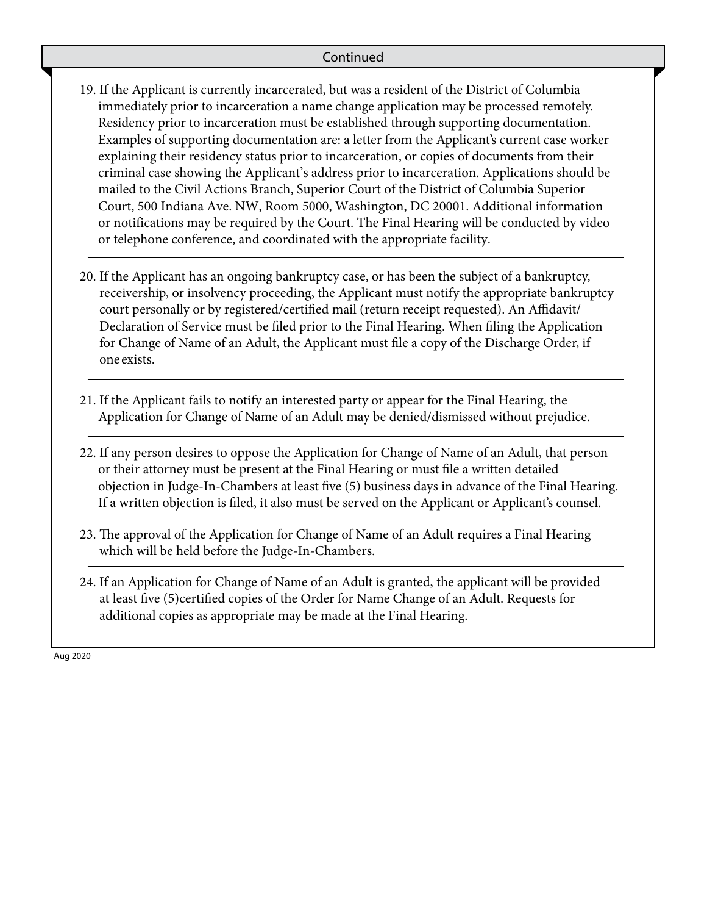Continued

19. If the Applicant is currently incarcerated, but was a resident of the District of Columbia immediately prior to incarceration a name change application may be processed remotely. Residency prior to incarceration must be established through supporting documentation. Examples of supporting documentation are: a letter from the Applicant's current case worker explaining their residency status prior to incarceration, or copies of documents from their criminal case showing the Applicant's address prior to incarceration. Applications should be mailed to the Civil Actions Branch, Superior Court of the District of Columbia Superior Court, 500 Indiana Ave. NW, Room 5000, Washington, DC 20001. Additional information or notifications may be required by the Court. The Final Hearing will be conducted by video or telephone conference, and coordinated with the appropriate facility.

20. If the Applicant has an ongoing bankruptcy case, or has been the subject of a bankruptcy, receivership, or insolvency proceeding, the Applicant must notify the appropriate bankruptcy court personally or by registered/certified mail (return receipt requested). An Affidavit/Declaration of Service must be filed prior to the Final Hearing. When filing the Application for Change of Name of an Adult, the Applicant must file a copy of the Discharge Order, if one exists.

21. If the Applicant fails to notify an interested party or appear for the Final Hearing, the Application for Change of Name of an Adult may be denied/dismissed without prejudice.

22. If any person desires to oppose the Application for Change of Name of an Adult, that person or their attorney must be present at the Final Hearing or must file a written detailed objection in Judge-In-Chambers at least five (5) business days in advance of the Final Hearing. If a written objection is filed, it also must be served on the Applicant or Applicant's counsel.

23. The approval of the Application for Change of Name of an Adult requires a Final Hearing which will be held before the Judge-In-Chambers.

24. If an Application for Change of Name of an Adult is granted, the applicant will be provided at least five (5)certified copies of the Order for Name Change of an Adult. Requests for additional copies as appropriate may be made at the Final Hearing.

Aug 2020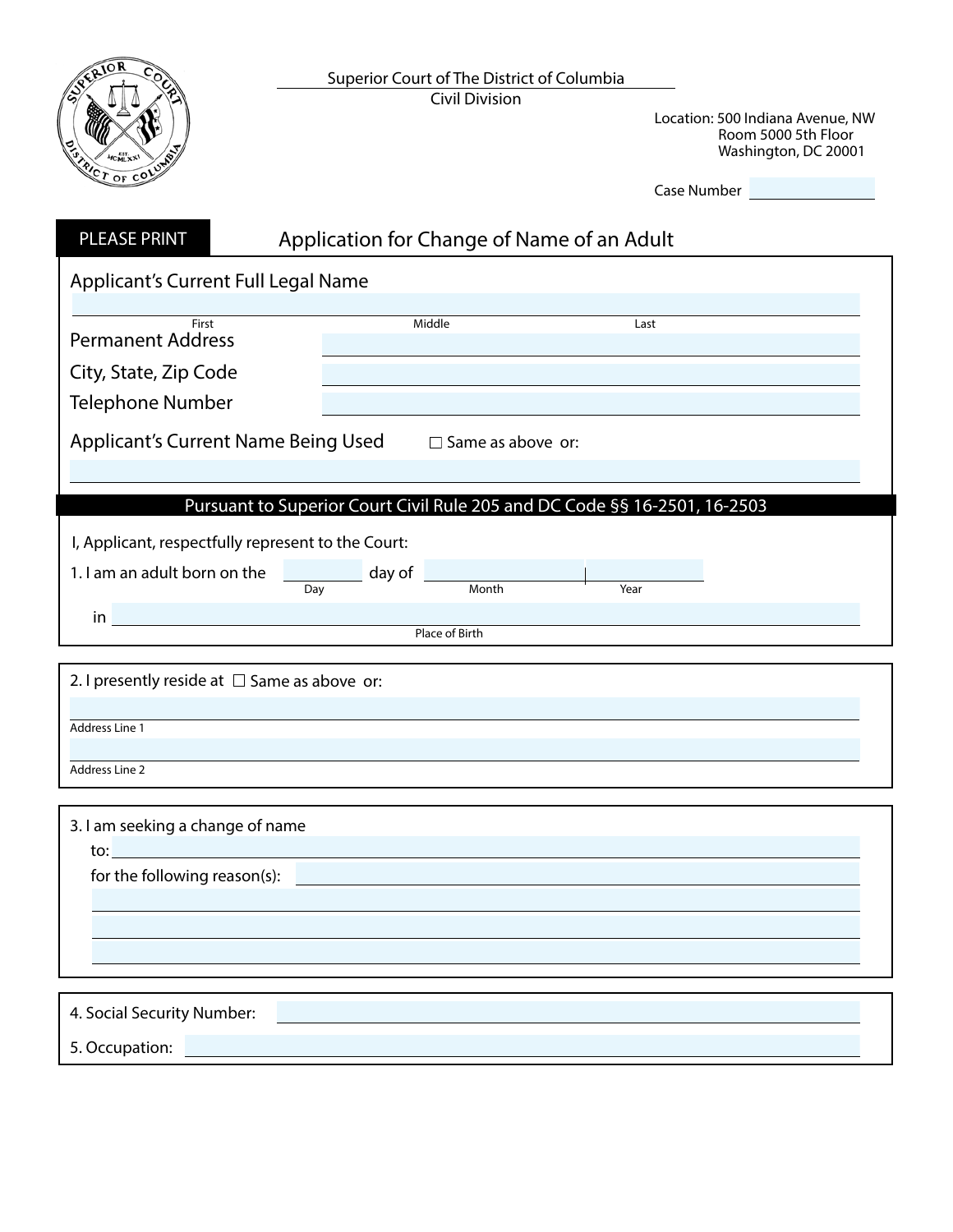Superior Court of The District of Columbia
Civil Division

Location: 500 Indiana Avenue, NW
Room 5000 5th Floor
Washington, DC 20001

Case Number ____________

**PLEASE PRINT**

# Application for Change of Name of an Adult

Applicant's Current Full Legal Name

______________________________________________
First Middle Last

Permanent Address ______________________________

City, State, Zip Code ______________________________

Telephone Number ______________________________

Applicant's Current Name Being Used ☐ Same as above or:

______________________________________________

**Pursuant to Superior Court Civil Rule 205 and DC Code §§ 16-2501, 16-2503**

I, Applicant, respectfully represent to the Court:

1. I am an adult born on the ________ day of ______________ ________
   Day Month Year

   in ______________________________________________
   Place of Birth

2. I presently reside at ☐ Same as above or:

   ______________________________________________
   Address Line 1

   ______________________________________________
   Address Line 2

3. I am seeking a change of name

   to: ______________________________________________

   for the following reason(s): ______________________________

   ______________________________________________

   ______________________________________________

   ______________________________________________

4. Social Security Number: ______________________________

5. Occupation: ______________________________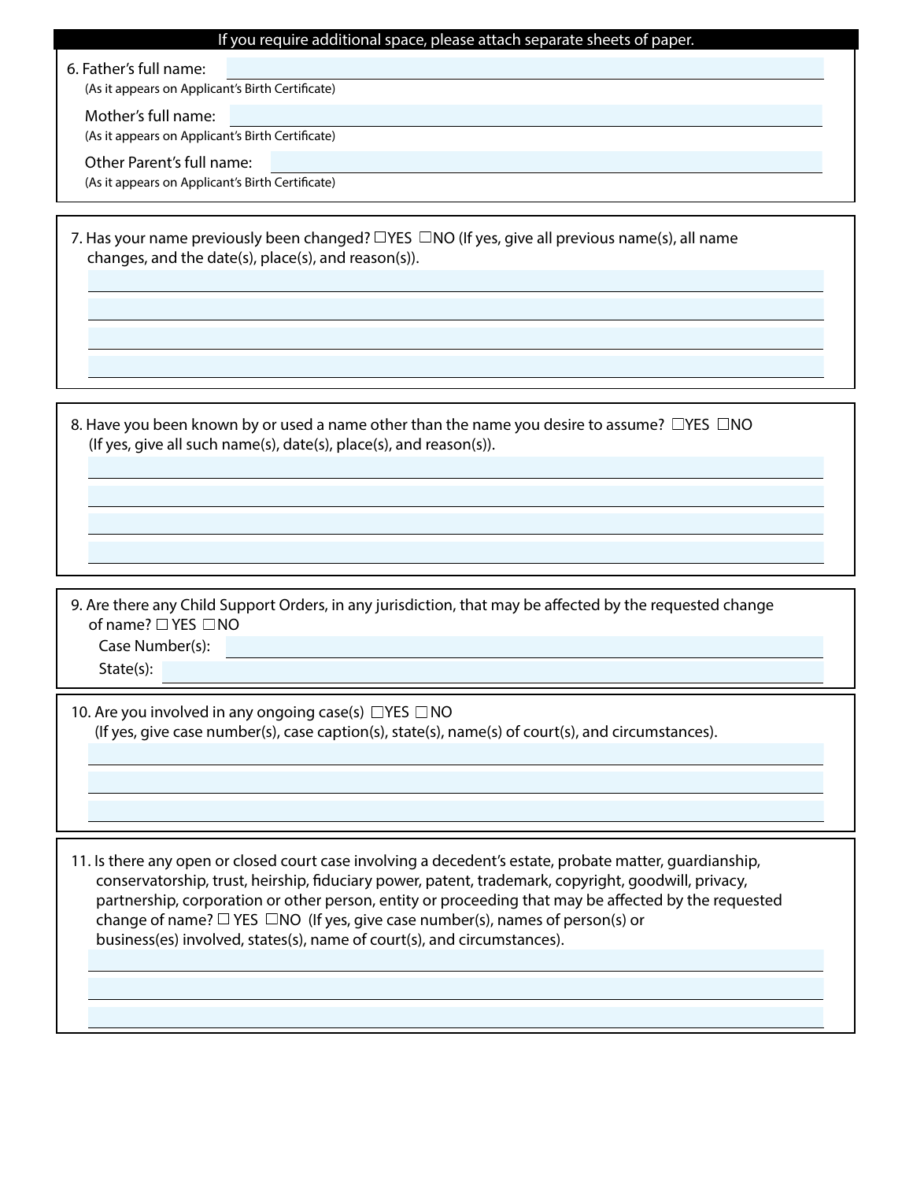**If you require additional space, please attach separate sheets of paper.**

6. Father's full name: ______________________________
(As it appears on Applicant's Birth Certificate)

Mother's full name: ______________________________
(As it appears on Applicant's Birth Certificate)

Other Parent's full name: ______________________________
(As it appears on Applicant's Birth Certificate)

---

7. Has your name previously been changed? ☐YES ☐NO (If yes, give all previous name(s), all name changes, and the date(s), place(s), and reason(s)).

______________________________

______________________________

______________________________

______________________________

---

8. Have you been known by or used a name other than the name you desire to assume? ☐YES ☐NO (If yes, give all such name(s), date(s), place(s), and reason(s)).

______________________________

______________________________

______________________________

______________________________

---

9. Are there any Child Support Orders, in any jurisdiction, that may be affected by the requested change of name? ☐ YES ☐NO

Case Number(s): ______________________________

State(s): ______________________________

---

10. Are you involved in any ongoing case(s) ☐YES ☐NO
(If yes, give case number(s), case caption(s), state(s), name(s) of court(s), and circumstances).

______________________________

______________________________

______________________________

---

11. Is there any open or closed court case involving a decedent's estate, probate matter, guardianship, conservatorship, trust, heirship, fiduciary power, patent, trademark, copyright, goodwill, privacy, partnership, corporation or other person, entity or proceeding that may be affected by the requested change of name? ☐ YES ☐NO (If yes, give case number(s), names of person(s) or business(es) involved, states(s), name of court(s), and circumstances).

______________________________

______________________________

______________________________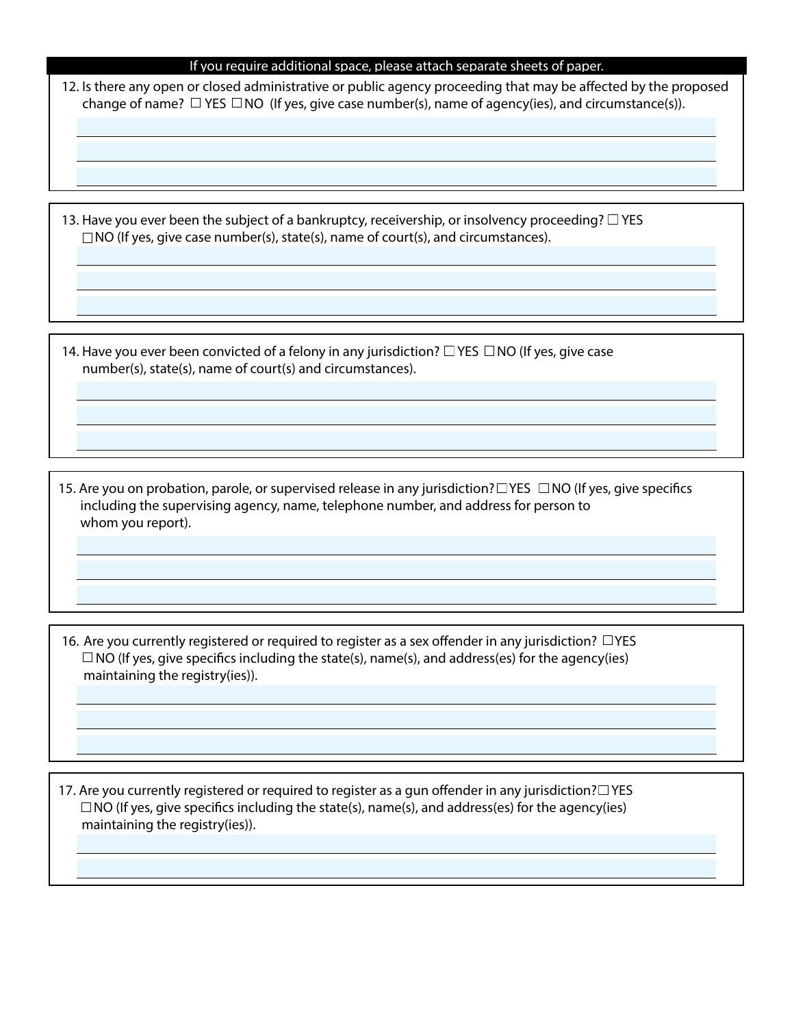If you require additional space, please attach separate sheets of paper.

12. Is there any open or closed administrative or public agency proceeding that may be affected by the proposed change of name? ☐ YES ☐ NO (If yes, give case number(s), name of agency(ies), and circumstance(s)).

______________________________________________________________________

______________________________________________________________________

______________________________________________________________________

13. Have you ever been the subject of a bankruptcy, receivership, or insolvency proceeding? ☐ YES ☐ NO (If yes, give case number(s), state(s), name of court(s), and circumstances).

______________________________________________________________________

______________________________________________________________________

______________________________________________________________________

14. Have you ever been convicted of a felony in any jurisdiction? ☐ YES ☐ NO (If yes, give case number(s), state(s), name of court(s) and circumstances).

______________________________________________________________________

______________________________________________________________________

______________________________________________________________________

15. Are you on probation, parole, or supervised release in any jurisdiction? ☐ YES ☐ NO (If yes, give specifics including the supervising agency, name, telephone number, and address for person to whom you report).

______________________________________________________________________

______________________________________________________________________

______________________________________________________________________

16. Are you currently registered or required to register as a sex offender in any jurisdiction? ☐ YES ☐ NO (If yes, give specifics including the state(s), name(s), and address(es) for the agency(ies) maintaining the registry(ies)).

______________________________________________________________________

______________________________________________________________________

______________________________________________________________________

17. Are you currently registered or required to register as a gun offender in any jurisdiction? ☐ YES ☐ NO (If yes, give specifics including the state(s), name(s), and address(es) for the agency(ies) maintaining the registry(ies)).

______________________________________________________________________

______________________________________________________________________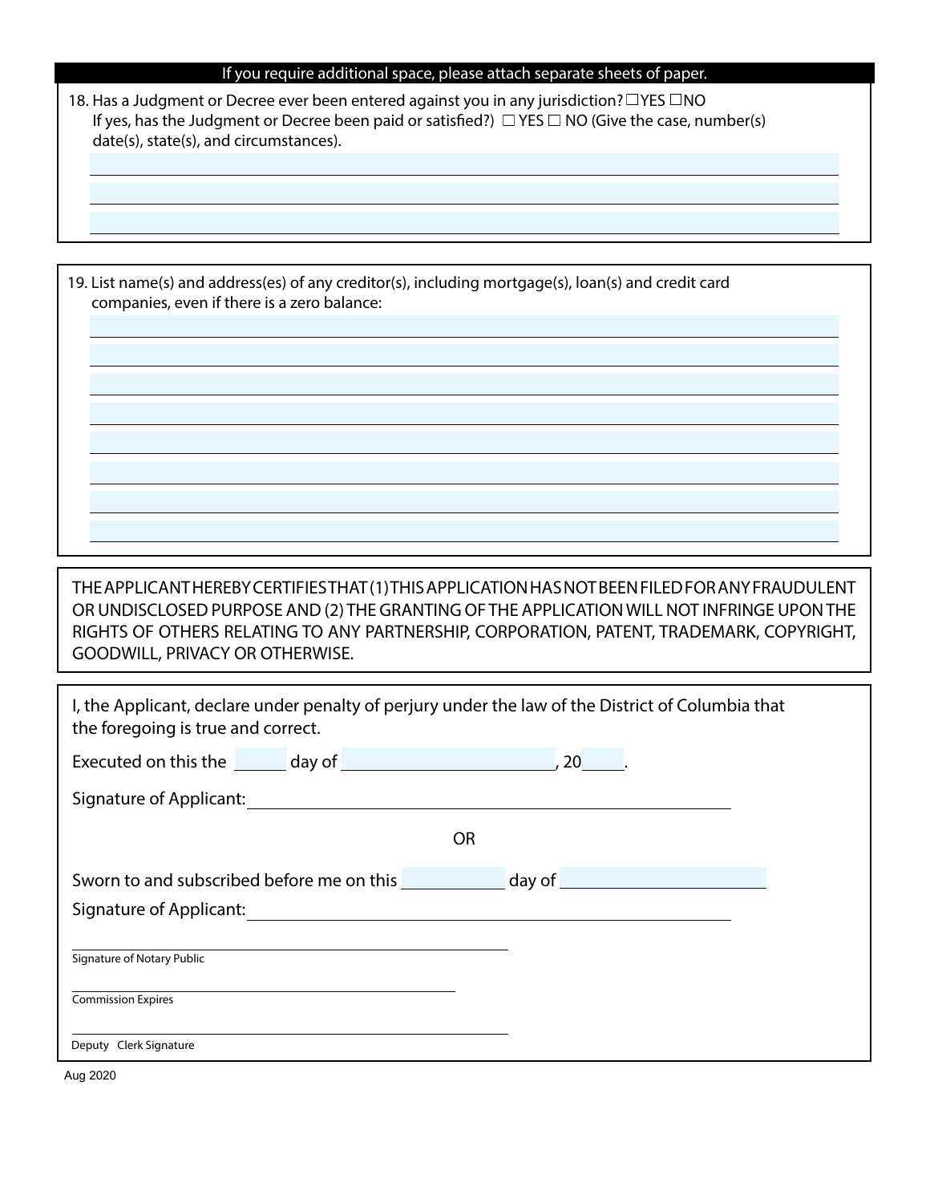**If you require additional space, please attach separate sheets of paper.**

18. Has a Judgment or Decree ever been entered against you in any jurisdiction? ☐YES ☐NO
    If yes, has the Judgment or Decree been paid or satisfied?) ☐ YES ☐ NO (Give the case, number(s) date(s), state(s), and circumstances).

\_\_\_\_\_\_\_\_\_\_\_\_\_\_\_\_\_\_\_\_\_\_\_\_\_\_\_\_\_\_\_\_\_\_\_\_\_\_\_\_

\_\_\_\_\_\_\_\_\_\_\_\_\_\_\_\_\_\_\_\_\_\_\_\_\_\_\_\_\_\_\_\_\_\_\_\_\_\_\_\_

\_\_\_\_\_\_\_\_\_\_\_\_\_\_\_\_\_\_\_\_\_\_\_\_\_\_\_\_\_\_\_\_\_\_\_\_\_\_\_\_

19. List name(s) and address(es) of any creditor(s), including mortgage(s), loan(s) and credit card companies, even if there is a zero balance:

\_\_\_\_\_\_\_\_\_\_\_\_\_\_\_\_\_\_\_\_\_\_\_\_\_\_\_\_\_\_\_\_\_\_\_\_\_\_\_\_

\_\_\_\_\_\_\_\_\_\_\_\_\_\_\_\_\_\_\_\_\_\_\_\_\_\_\_\_\_\_\_\_\_\_\_\_\_\_\_\_

\_\_\_\_\_\_\_\_\_\_\_\_\_\_\_\_\_\_\_\_\_\_\_\_\_\_\_\_\_\_\_\_\_\_\_\_\_\_\_\_

\_\_\_\_\_\_\_\_\_\_\_\_\_\_\_\_\_\_\_\_\_\_\_\_\_\_\_\_\_\_\_\_\_\_\_\_\_\_\_\_

\_\_\_\_\_\_\_\_\_\_\_\_\_\_\_\_\_\_\_\_\_\_\_\_\_\_\_\_\_\_\_\_\_\_\_\_\_\_\_\_

\_\_\_\_\_\_\_\_\_\_\_\_\_\_\_\_\_\_\_\_\_\_\_\_\_\_\_\_\_\_\_\_\_\_\_\_\_\_\_\_

\_\_\_\_\_\_\_\_\_\_\_\_\_\_\_\_\_\_\_\_\_\_\_\_\_\_\_\_\_\_\_\_\_\_\_\_\_\_\_\_

\_\_\_\_\_\_\_\_\_\_\_\_\_\_\_\_\_\_\_\_\_\_\_\_\_\_\_\_\_\_\_\_\_\_\_\_\_\_\_\_

THE APPLICANT HEREBY CERTIFIES THAT (1) THIS APPLICATION HAS NOT BEEN FILED FOR ANY FRAUDULENT OR UNDISCLOSED PURPOSE AND (2) THE GRANTING OF THE APPLICATION WILL NOT INFRINGE UPON THE RIGHTS OF OTHERS RELATING TO ANY PARTNERSHIP, CORPORATION, PATENT, TRADEMARK, COPYRIGHT, GOODWILL, PRIVACY OR OTHERWISE.

I, the Applicant, declare under penalty of perjury under the law of the District of Columbia that the foregoing is true and correct.

Executed on this the \_\_\_\_\_ day of \_\_\_\_\_\_\_\_\_\_\_\_\_\_\_\_\_\_\_\_, 20\_\_\_\_.

Signature of Applicant: \_\_\_\_\_\_\_\_\_\_\_\_\_\_\_\_\_\_\_\_\_\_\_\_\_\_\_\_\_\_\_\_\_\_\_\_\_\_\_\_

OR

Sworn to and subscribed before me on this \_\_\_\_\_\_\_\_\_\_ day of \_\_\_\_\_\_\_\_\_\_\_\_\_\_\_\_\_\_\_\_

Signature of Applicant: \_\_\_\_\_\_\_\_\_\_\_\_\_\_\_\_\_\_\_\_\_\_\_\_\_\_\_\_\_\_\_\_\_\_\_\_\_\_\_\_

\_\_\_\_\_\_\_\_\_\_\_\_\_\_\_\_\_\_\_\_\_\_\_\_\_\_\_\_\_\_\_\_\_\_\_\_\_\_\_\_
Signature of Notary Public

\_\_\_\_\_\_\_\_\_\_\_\_\_\_\_\_\_\_\_\_\_\_\_\_\_\_\_\_\_\_\_\_\_\_\_\_\_\_\_\_
Commission Expires

\_\_\_\_\_\_\_\_\_\_\_\_\_\_\_\_\_\_\_\_\_\_\_\_\_\_\_\_\_\_\_\_\_\_\_\_\_\_\_\_
Deputy Clerk Signature

Aug 2020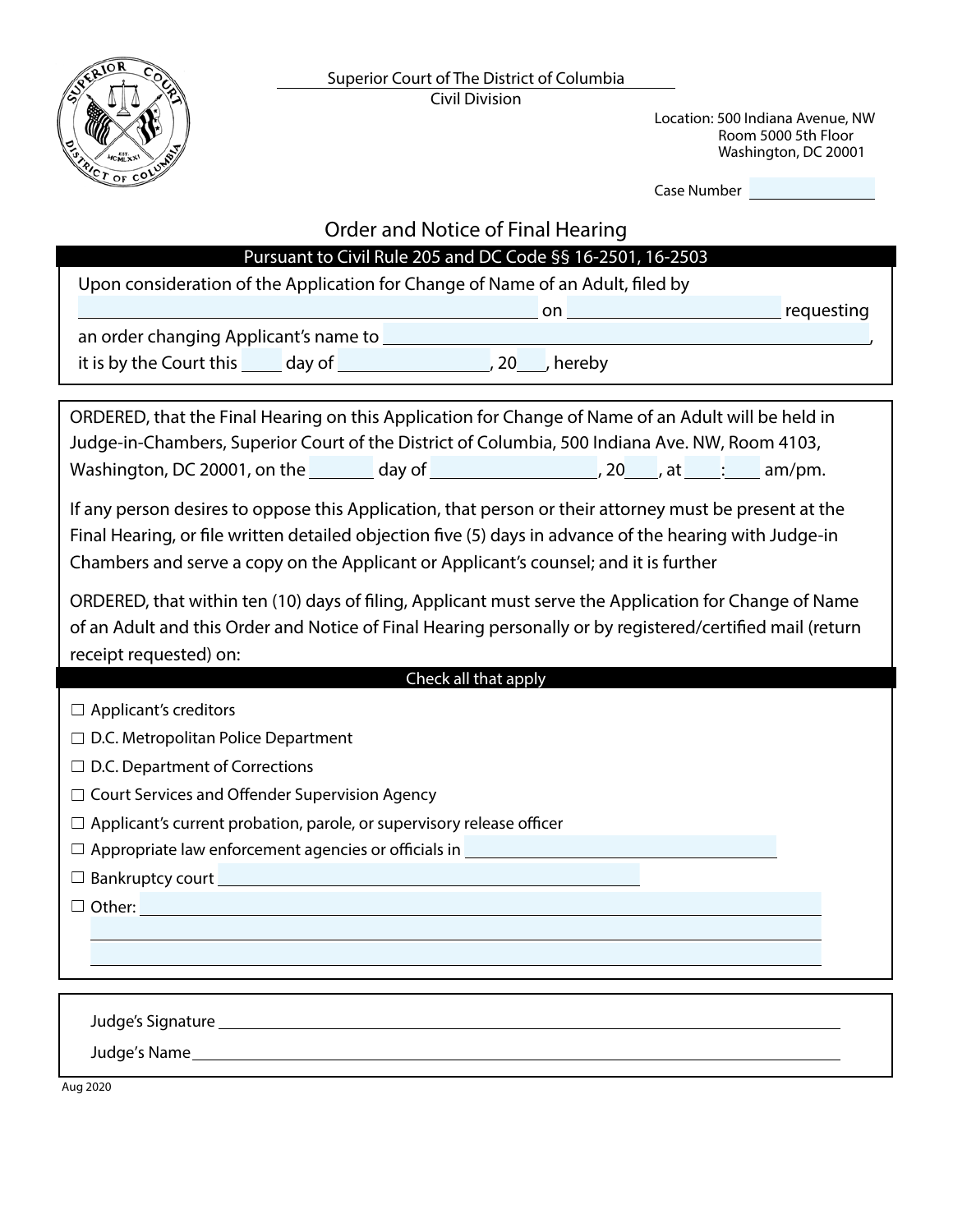Superior Court of The District of Columbia
Civil Division

Location: 500 Indiana Avenue, NW
Room 5000 5th Floor
Washington, DC 20001

Case Number ______________

# Order and Notice of Final Hearing

**Pursuant to Civil Rule 205 and DC Code §§ 16-2501, 16-2503**

Upon consideration of the Application for Change of Name of an Adult, filed by ______________________________ on ______________ requesting an order changing Applicant's name to ______________________________, it is by the Court this ____ day of ____________, 20___, hereby

ORDERED, that the Final Hearing on this Application for Change of Name of an Adult will be held in Judge-in-Chambers, Superior Court of the District of Columbia, 500 Indiana Ave. NW, Room 4103, Washington, DC 20001, on the ______ day of ______________, 20___, at ___:___ am/pm.

If any person desires to oppose this Application, that person or their attorney must be present at the Final Hearing, or file written detailed objection five (5) days in advance of the hearing with Judge-in Chambers and serve a copy on the Applicant or Applicant's counsel; and it is further

ORDERED, that within ten (10) days of filing, Applicant must serve the Application for Change of Name of an Adult and this Order and Notice of Final Hearing personally or by registered/certified mail (return receipt requested) on:

**Check all that apply**

- ☐ Applicant's creditors
- ☐ D.C. Metropolitan Police Department
- ☐ D.C. Department of Corrections
- ☐ Court Services and Offender Supervision Agency
- ☐ Applicant's current probation, parole, or supervisory release officer
- ☐ Appropriate law enforcement agencies or officials in ______________________
- ☐ Bankruptcy court ______________________
- ☐ Other: ______________________________

Judge's Signature ______________________________

Judge's Name ______________________________

Aug 2020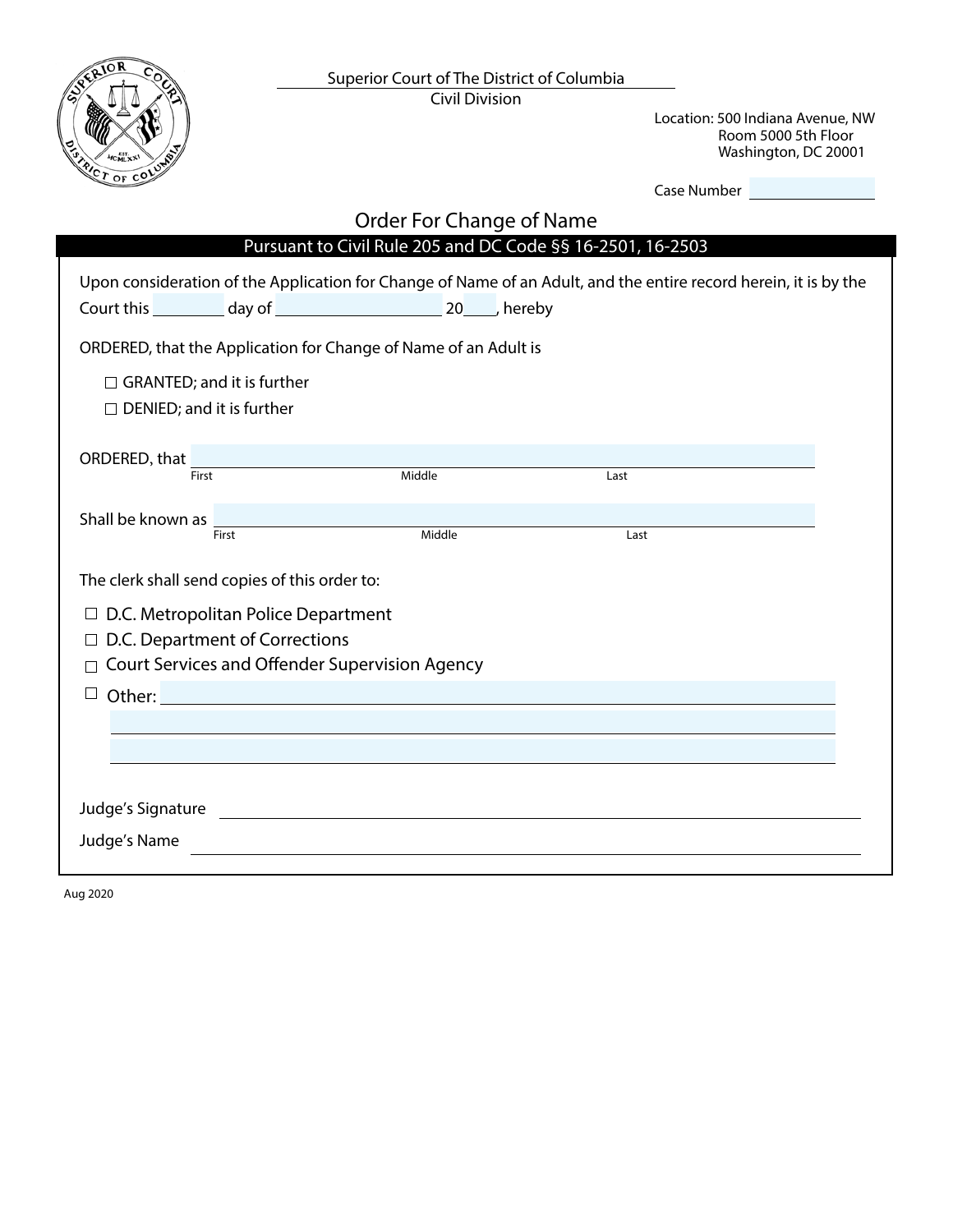Superior Court of The District of Columbia
Civil Division

Location: 500 Indiana Avenue, NW
Room 5000 5th Floor
Washington, DC 20001

Case Number ____________

# Order For Change of Name

## Pursuant to Civil Rule 205 and DC Code §§ 16-2501, 16-2503

Upon consideration of the Application for Change of Name of an Adult, and the entire record herein, it is by the Court this ________ day of ____________________ 20____, hereby

ORDERED, that the Application for Change of Name of an Adult is

- ☐ GRANTED; and it is further
- ☐ DENIED; and it is further

ORDERED, that ______________________________________________
First Middle Last

Shall be known as ______________________________________________
First Middle Last

The clerk shall send copies of this order to:

- ☐ D.C. Metropolitan Police Department
- ☐ D.C. Department of Corrections
- ☐ Court Services and Offender Supervision Agency
- ☐ Other: ______________________________________________

______________________________________________

______________________________________________

Judge's Signature ______________________________________________

Judge's Name ______________________________________________

Aug 2020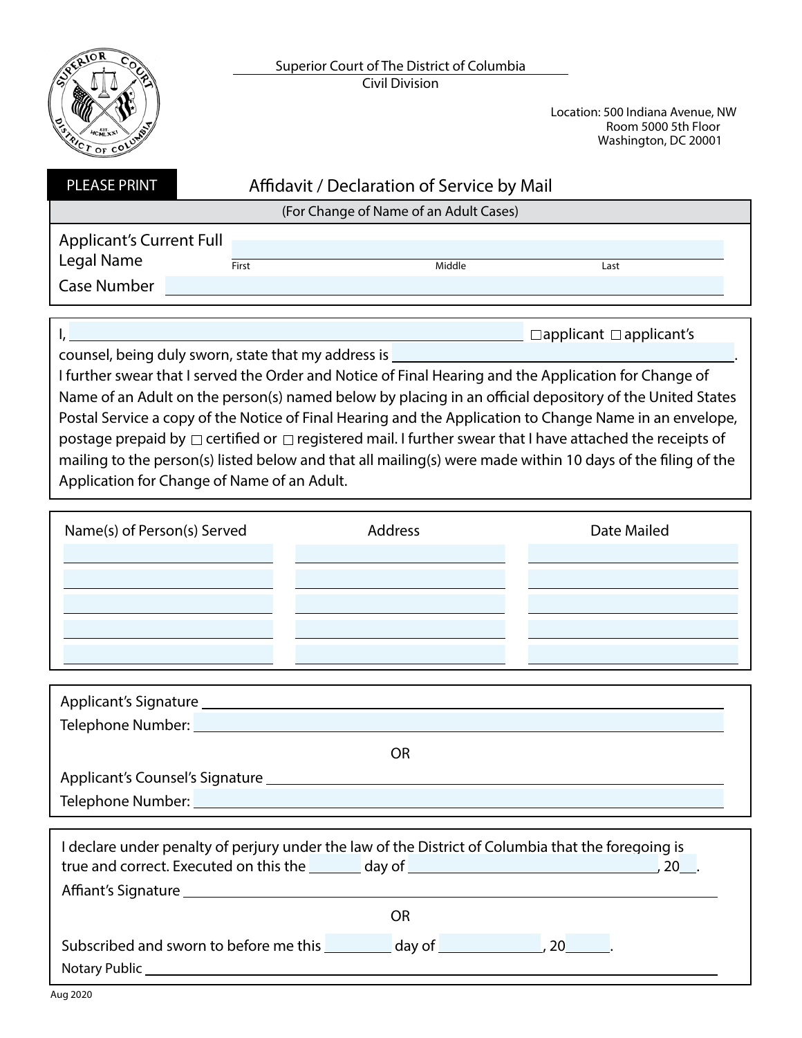Superior Court of The District of Columbia
Civil Division

Location: 500 Indiana Avenue, NW
Room 5000 5th Floor
Washington, DC 20001

PLEASE PRINT

# Affidavit / Declaration of Service by Mail

(For Change of Name of an Adult Cases)

Applicant's Current Full Legal Name ______________________
First Middle Last

Case Number ______________________

I, ______________________ ☐ applicant ☐ applicant's counsel, being duly sworn, state that my address is ______________________.

I further swear that I served the Order and Notice of Final Hearing and the Application for Change of Name of an Adult on the person(s) named below by placing in an official depository of the United States Postal Service a copy of the Notice of Final Hearing and the Application to Change Name in an envelope, postage prepaid by ☐ certified or ☐ registered mail. I further swear that I have attached the receipts of mailing to the person(s) listed below and that all mailing(s) were made within 10 days of the filing of the Application for Change of Name of an Adult.

| Name(s) of Person(s) Served | Address | Date Mailed |
|---|---|---|
| | | |
| | | |
| | | |
| | | |
| | | |

Applicant's Signature ______________________

Telephone Number: ______________________

OR

Applicant's Counsel's Signature ______________________

Telephone Number: ______________________

I declare under penalty of perjury under the law of the District of Columbia that the foregoing is true and correct. Executed on this the ______ day of ______________________, 20___.

Affiant's Signature ______________________

OR

Subscribed and sworn to before me this ______ day of ______________, 20______.

Notary Public ______________________

Aug 2020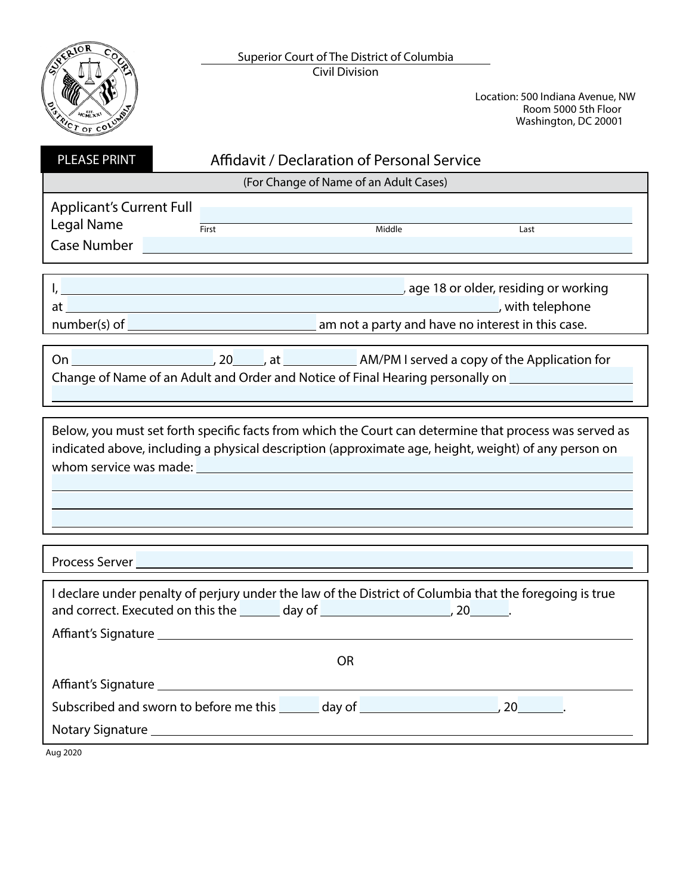Superior Court of The District of Columbia
Civil Division

Location: 500 Indiana Avenue, NW
Room 5000 5th Floor
Washington, DC 20001

PLEASE PRINT

# Affidavit / Declaration of Personal Service

(For Change of Name of an Adult Cases)

Applicant's Current Full Legal Name ______________________
First Middle Last

Case Number ______________________

I, ______________________, age 18 or older, residing or working at ______________________, with telephone number(s) of ______________________ am not a party and have no interest in this case.

On ______________________, 20_____, at ____________ AM/PM I served a copy of the Application for Change of Name of an Adult and Order and Notice of Final Hearing personally on ______________________

______________________

Below, you must set forth specific facts from which the Court can determine that process was served as indicated above, including a physical description (approximate age, height, weight) of any person on whom service was made: ______________________

______________________

______________________

______________________

Process Server ______________________

I declare under penalty of perjury under the law of the District of Columbia that the foregoing is true and correct. Executed on this the ______ day of ______________________, 20______.

Affiant's Signature ______________________

OR

Affiant's Signature ______________________

Subscribed and sworn to before me this ______ day of ______________________, 20_______.

Notary Signature ______________________

Aug 2020